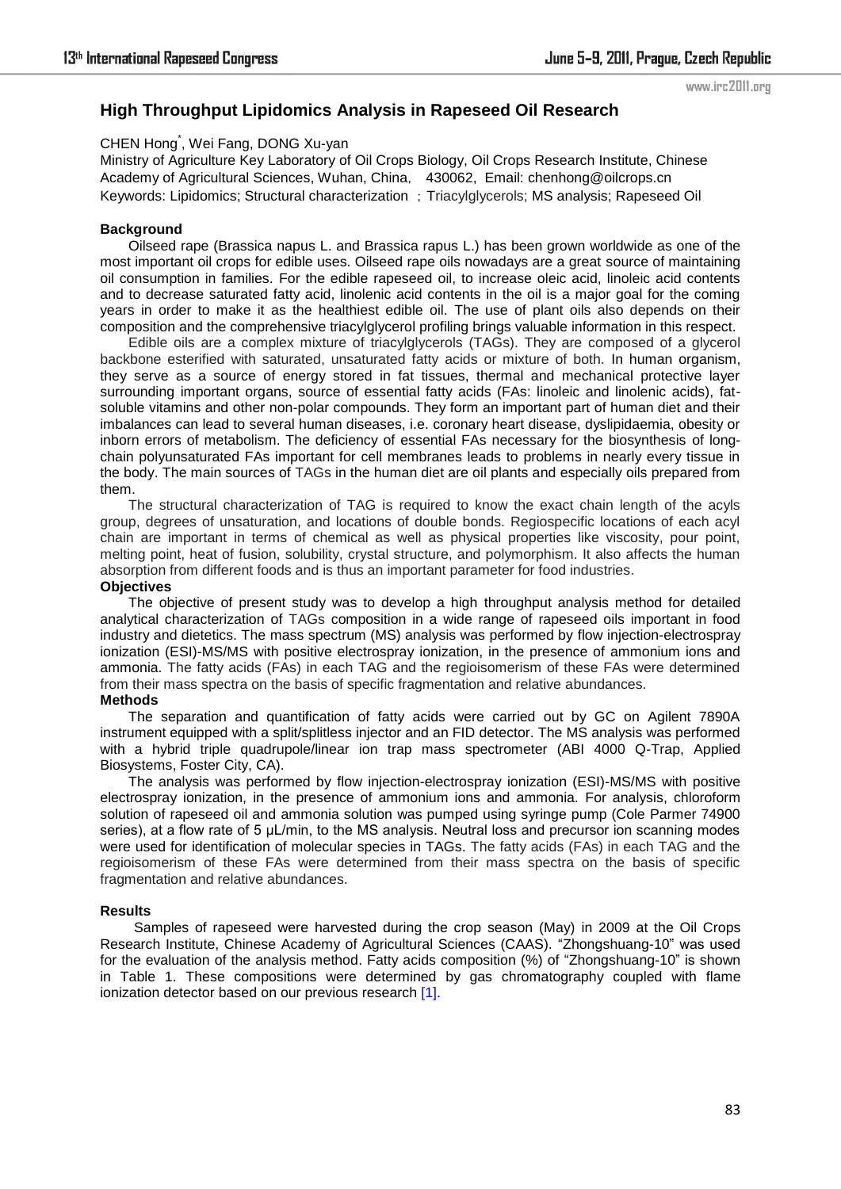# High Throughput Lipidomics Analysis in Rapeseed Oil Research

CHEN Hong*, Wei Fang, DONG Xu-yan

Ministry of Agriculture Key Laboratory of Oil Crops Biology, Oil Crops Research Institute, Chinese Academy of Agricultural Sciences, Wuhan, China, 430062, Email: chenhong@oilcrops.cn

Keywords: Lipidomics; Structural characterization ; Triacylglycerols; MS analysis; Rapeseed Oil

**Background**

Oilseed rape (Brassica napus L. and Brassica rapus L.) has been grown worldwide as one of the most important oil crops for edible uses. Oilseed rape oils nowadays are a great source of maintaining oil consumption in families. For the edible rapeseed oil, to increase oleic acid, linoleic acid contents and to decrease saturated fatty acid, linolenic acid contents in the oil is a major goal for the coming years in order to make it as the healthiest edible oil. The use of plant oils also depends on their composition and the comprehensive triacylglycerol profiling brings valuable information in this respect.

Edible oils are a complex mixture of triacylglycerols (TAGs). They are composed of a glycerol backbone esterified with saturated, unsaturated fatty acids or mixture of both. In human organism, they serve as a source of energy stored in fat tissues, thermal and mechanical protective layer surrounding important organs, source of essential fatty acids (FAs: linoleic and linolenic acids), fat-soluble vitamins and other non-polar compounds. They form an important part of human diet and their imbalances can lead to several human diseases, i.e. coronary heart disease, dyslipidaemia, obesity or inborn errors of metabolism. The deficiency of essential FAs necessary for the biosynthesis of long-chain polyunsaturated FAs important for cell membranes leads to problems in nearly every tissue in the body. The main sources of TAGs in the human diet are oil plants and especially oils prepared from them.

The structural characterization of TAG is required to know the exact chain length of the acyls group, degrees of unsaturation, and locations of double bonds. Regiospecific locations of each acyl chain are important in terms of chemical as well as physical properties like viscosity, pour point, melting point, heat of fusion, solubility, crystal structure, and polymorphism. It also affects the human absorption from different foods and is thus an important parameter for food industries.

**Objectives**

The objective of present study was to develop a high throughput analysis method for detailed analytical characterization of TAGs composition in a wide range of rapeseed oils important in food industry and dietetics. The mass spectrum (MS) analysis was performed by flow injection-electrospray ionization (ESI)-MS/MS with positive electrospray ionization, in the presence of ammonium ions and ammonia. The fatty acids (FAs) in each TAG and the regioisomerism of these FAs were determined from their mass spectra on the basis of specific fragmentation and relative abundances.

**Methods**

The separation and quantification of fatty acids were carried out by GC on Agilent 7890A instrument equipped with a split/splitless injector and an FID detector. The MS analysis was performed with a hybrid triple quadrupole/linear ion trap mass spectrometer (ABI 4000 Q-Trap, Applied Biosystems, Foster City, CA).

The analysis was performed by flow injection-electrospray ionization (ESI)-MS/MS with positive electrospray ionization, in the presence of ammonium ions and ammonia. For analysis, chloroform solution of rapeseed oil and ammonia solution was pumped using syringe pump (Cole Parmer 74900 series), at a flow rate of 5 μL/min, to the MS analysis. Neutral loss and precursor ion scanning modes were used for identification of molecular species in TAGs. The fatty acids (FAs) in each TAG and the regioisomerism of these FAs were determined from their mass spectra on the basis of specific fragmentation and relative abundances.

**Results**

Samples of rapeseed were harvested during the crop season (May) in 2009 at the Oil Crops Research Institute, Chinese Academy of Agricultural Sciences (CAAS). "Zhongshuang-10" was used for the evaluation of the analysis method. Fatty acids composition (%) of "Zhongshuang-10" is shown in Table 1. These compositions were determined by gas chromatography coupled with flame ionization detector based on our previous research [1].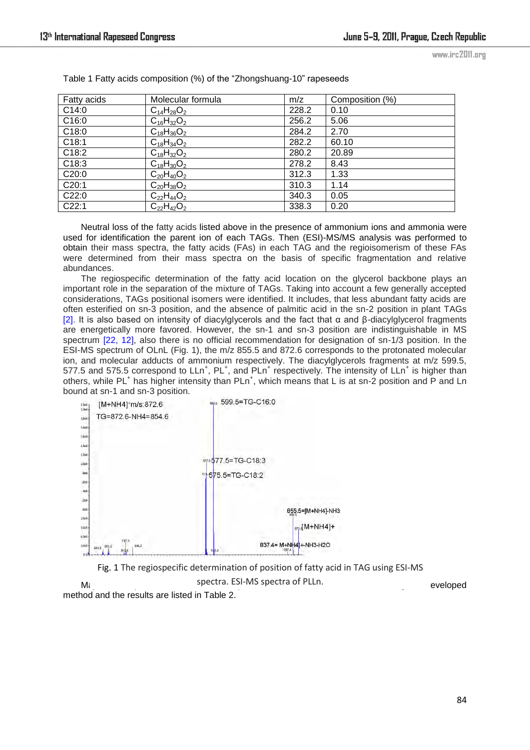Table 1 Fatty acids composition (%) of the "Zhongshuang-10" rapeseeds

| Fatty acids | Molecular formula | m/z | Composition (%) |
|---|---|---|---|
| C14:0 | $C_{14}H_{28}O_2$ | 228.2 | 0.10 |
| C16:0 | $C_{16}H_{32}O_2$ | 256.2 | 5.06 |
| C18:0 | $C_{18}H_{36}O_2$ | 284.2 | 2.70 |
| C18:1 | $C_{18}H_{34}O_2$ | 282.2 | 60.10 |
| C18:2 | $C_{18}H_{32}O_2$ | 280.2 | 20.89 |
| C18:3 | $C_{18}H_{30}O_2$ | 278.2 | 8.43 |
| C20:0 | $C_{20}H_{40}O_2$ | 312.3 | 1.33 |
| C20:1 | $C_{20}H_{38}O_2$ | 310.3 | 1.14 |
| C22:0 | $C_{22}H_{44}O_2$ | 340.3 | 0.05 |
| C22:1 | $C_{22}H_{42}O_2$ | 338.3 | 0.20 |

Neutral loss of the fatty acids listed above in the presence of ammonium ions and ammonia were used for identification the parent ion of each TAGs. Then (ESI)-MS/MS analysis was performed to obtain their mass spectra, the fatty acids (FAs) in each TAG and the regioisomerism of these FAs were determined from their mass spectra on the basis of specific fragmentation and relative abundances.

The regiospecific determination of the fatty acid location on the glycerol backbone plays an important role in the separation of the mixture of TAGs. Taking into account a few generally accepted considerations, TAGs positional isomers were identified. It includes, that less abundant fatty acids are often esterified on sn-3 position, and the absence of palmitic acid in the sn-2 position in plant TAGs [2]. It is also based on intensity of diacylglycerols and the fact that α and β-diacylglycerol fragments are energetically more favored. However, the sn-1 and sn-3 position are indistinguishable in MS spectrum [22, 12], also there is no official recommendation for designation of sn-1/3 position. In the ESI-MS spectrum of OLnL (Fig. 1), the m/z 855.5 and 872.6 corresponds to the protonated molecular ion, and molecular adducts of ammonium respectively. The diacylglycerols fragments at m/z 599.5, 577.5 and 575.5 correspond to $LLn^+$, $PL^+$, and $PLn^+$ respectively. The intensity of $LLn^+$ is higher than others, while $PL^+$ has higher intensity than $PLn^+$, which means that L is at sn-2 position and P and Ln bound at sn-1 and sn-3 position.

Fig. 1 The regiospecific determination of position of fatty acid in TAG using ESI-MS spectra. ESI-MS spectra of PLLn.

Ma... eveloped method and the results are listed in Table 2.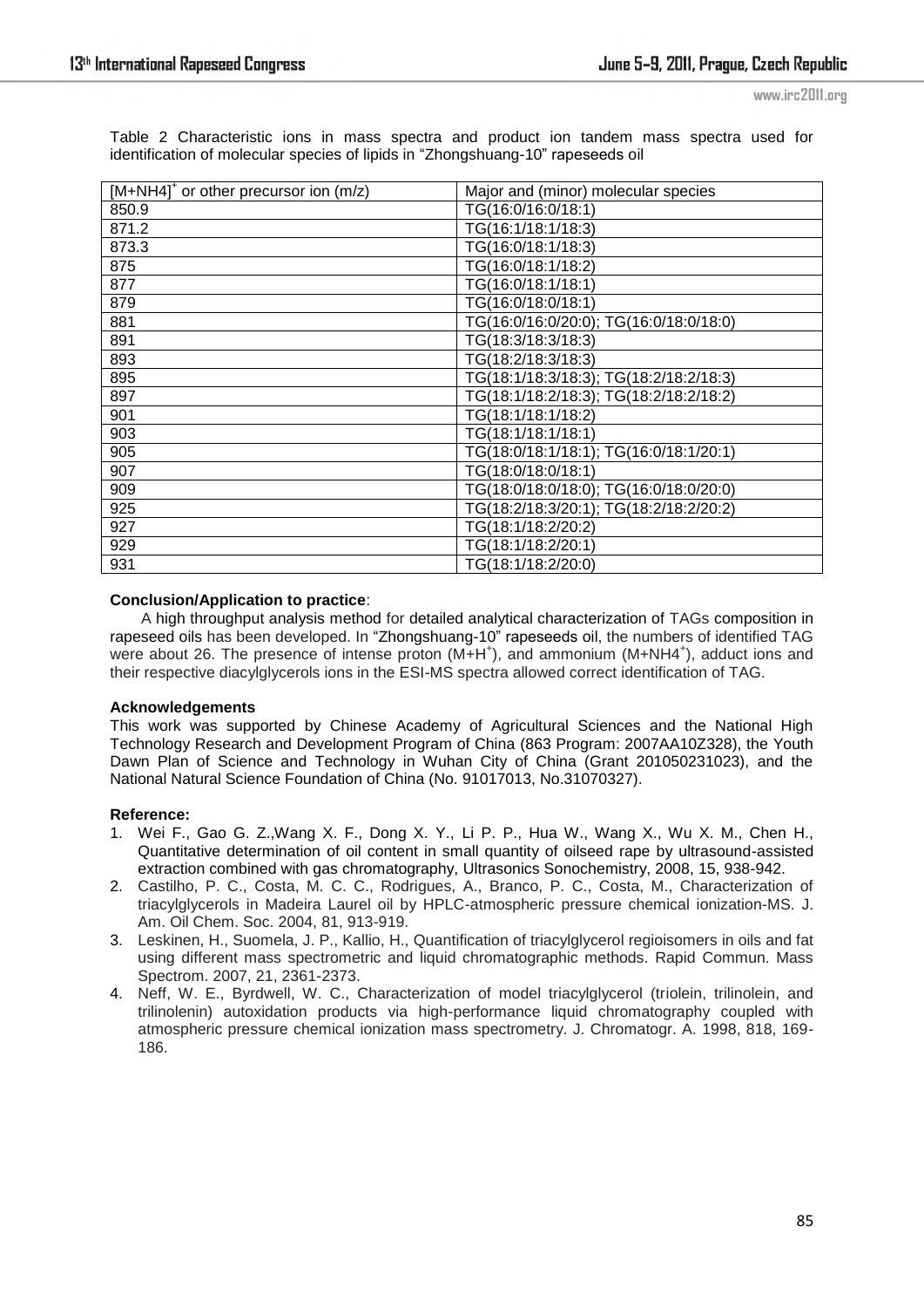Table 2 Characteristic ions in mass spectra and product ion tandem mass spectra used for identification of molecular species of lipids in “Zhongshuang-10” rapeseeds oil

| $[M+NH4]^+$ or other precursor ion (m/z) | Major and (minor) molecular species |
|---|---|
| 850.9 | TG(16:0/16:0/18:1) |
| 871.2 | TG(16:1/18:1/18:3) |
| 873.3 | TG(16:0/18:1/18:3) |
| 875 | TG(16:0/18:1/18:2) |
| 877 | TG(16:0/18:1/18:1) |
| 879 | TG(16:0/18:0/18:1) |
| 881 | TG(16:0/16:0/20:0); TG(16:0/18:0/18:0) |
| 891 | TG(18:3/18:3/18:3) |
| 893 | TG(18:2/18:3/18:3) |
| 895 | TG(18:1/18:3/18:3); TG(18:2/18:2/18:3) |
| 897 | TG(18:1/18:2/18:3); TG(18:2/18:2/18:2) |
| 901 | TG(18:1/18:1/18:2) |
| 903 | TG(18:1/18:1/18:1) |
| 905 | TG(18:0/18:1/18:1); TG(16:0/18:1/20:1) |
| 907 | TG(18:0/18:0/18:1) |
| 909 | TG(18:0/18:0/18:0); TG(16:0/18:0/20:0) |
| 925 | TG(18:2/18:3/20:1); TG(18:2/18:2/20:2) |
| 927 | TG(18:1/18:2/20:2) |
| 929 | TG(18:1/18:2/20:1) |
| 931 | TG(18:1/18:2/20:0) |

**Conclusion/Application to practice**:

A high throughput analysis method for detailed analytical characterization of TAGs composition in rapeseed oils has been developed. In “Zhongshuang-10” rapeseeds oil, the numbers of identified TAG were about 26. The presence of intense proton ($M+H^+$), and ammonium ($M+NH4^+$), adduct ions and their respective diacylglycerols ions in the ESI-MS spectra allowed correct identification of TAG.

**Acknowledgements**

This work was supported by Chinese Academy of Agricultural Sciences and the National High Technology Research and Development Program of China (863 Program: 2007AA10Z328), the Youth Dawn Plan of Science and Technology in Wuhan City of China (Grant 201050231023), and the National Natural Science Foundation of China (No. 91017013, No.31070327).

**Reference:**

1. Wei F., Gao G. Z.,Wang X. F., Dong X. Y., Li P. P., Hua W., Wang X., Wu X. M., Chen H., Quantitative determination of oil content in small quantity of oilseed rape by ultrasound-assisted extraction combined with gas chromatography, Ultrasonics Sonochemistry, 2008, 15, 938-942.
2. Castilho, P. C., Costa, M. C. C., Rodrigues, A., Branco, P. C., Costa, M., Characterization of triacylglycerols in Madeira Laurel oil by HPLC-atmospheric pressure chemical ionization-MS. J. Am. Oil Chem. Soc. 2004, 81, 913-919.
3. Leskinen, H., Suomela, J. P., Kallio, H., Quantification of triacylglycerol regioisomers in oils and fat using different mass spectrometric and liquid chromatographic methods. Rapid Commun. Mass Spectrom. 2007, 21, 2361-2373.
4. Neff, W. E., Byrdwell, W. C., Characterization of model triacylglycerol (triolein, trilinolein, and trilinolenin) autoxidation products via high-performance liquid chromatography coupled with atmospheric pressure chemical ionization mass spectrometry. J. Chromatogr. A. 1998, 818, 169-186.